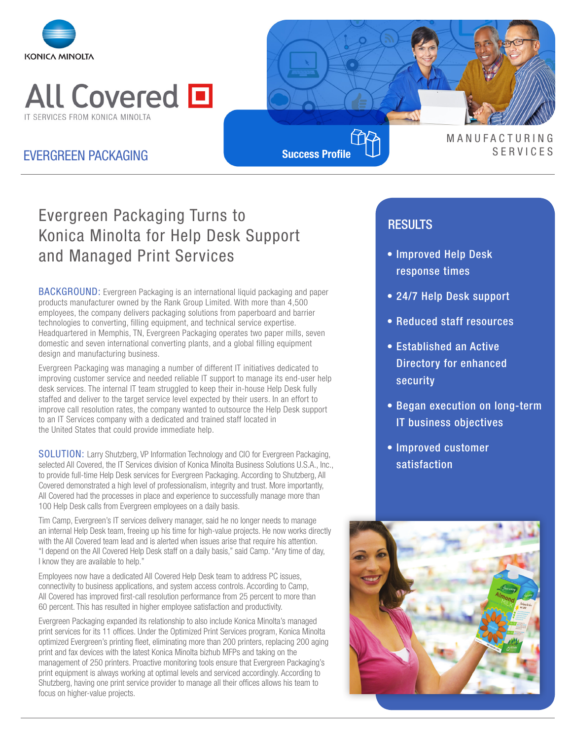KONICA MINOLTA

All Covered

IT SERVICES FROM KONICA MINOLTA

EVERGREEN PACKAGING

Success Profile

MANUFACTURING SERVICES

# Evergreen Packaging Turns to Konica Minolta for Help Desk Support and Managed Print Services

**BACKGROUND:** Evergreen Packaging is an international liquid packaging and paper products manufacturer owned by the Rank Group Limited. With more than 4,500 employees, the company delivers packaging solutions from paperboard and barrier technologies to converting, filling equipment, and technical service expertise. Headquartered in Memphis, TN, Evergreen Packaging operates two paper mills, seven domestic and seven international converting plants, and a global filling equipment design and manufacturing business.

Evergreen Packaging was managing a number of different IT initiatives dedicated to improving customer service and needed reliable IT support to manage its end-user help desk services. The internal IT team struggled to keep their in-house Help Desk fully staffed and deliver to the target service level expected by their users. In an effort to improve call resolution rates, the company wanted to outsource the Help Desk support to an IT Services company with a dedicated and trained staff located in the United States that could provide immediate help.

**SOLUTION:** Larry Shutzberg, VP Information Technology and CIO for Evergreen Packaging, selected All Covered, the IT Services division of Konica Minolta Business Solutions U.S.A., Inc., to provide full-time Help Desk services for Evergreen Packaging. According to Shutzberg, All Covered demonstrated a high level of professionalism, integrity and trust. More importantly, All Covered had the processes in place and experience to successfully manage more than 100 Help Desk calls from Evergreen employees on a daily basis.

Tim Camp, Evergreen's IT services delivery manager, said he no longer needs to manage an internal Help Desk team, freeing up his time for high-value projects. He now works directly with the All Covered team lead and is alerted when issues arise that require his attention. "I depend on the All Covered Help Desk staff on a daily basis," said Camp. "Any time of day, I know they are available to help."

Employees now have a dedicated All Covered Help Desk team to address PC issues, connectivity to business applications, and system access controls. According to Camp, All Covered has improved first-call resolution performance from 25 percent to more than 60 percent. This has resulted in higher employee satisfaction and productivity.

Evergreen Packaging expanded its relationship to also include Konica Minolta's managed print services for its 11 offices. Under the Optimized Print Services program, Konica Minolta optimized Evergreen's printing fleet, eliminating more than 200 printers, replacing 200 aging print and fax devices with the latest Konica Minolta bizhub MFPs and taking on the management of 250 printers. Proactive monitoring tools ensure that Evergreen Packaging's print equipment is always working at optimal levels and serviced accordingly. According to Shutzberg, having one print service provider to manage all their offices allows his team to focus on higher-value projects.

## RESULTS

- Improved Help Desk response times
- 24/7 Help Desk support
- Reduced staff resources
- Established an Active Directory for enhanced security
- Began execution on long-term IT business objectives
- Improved customer satisfaction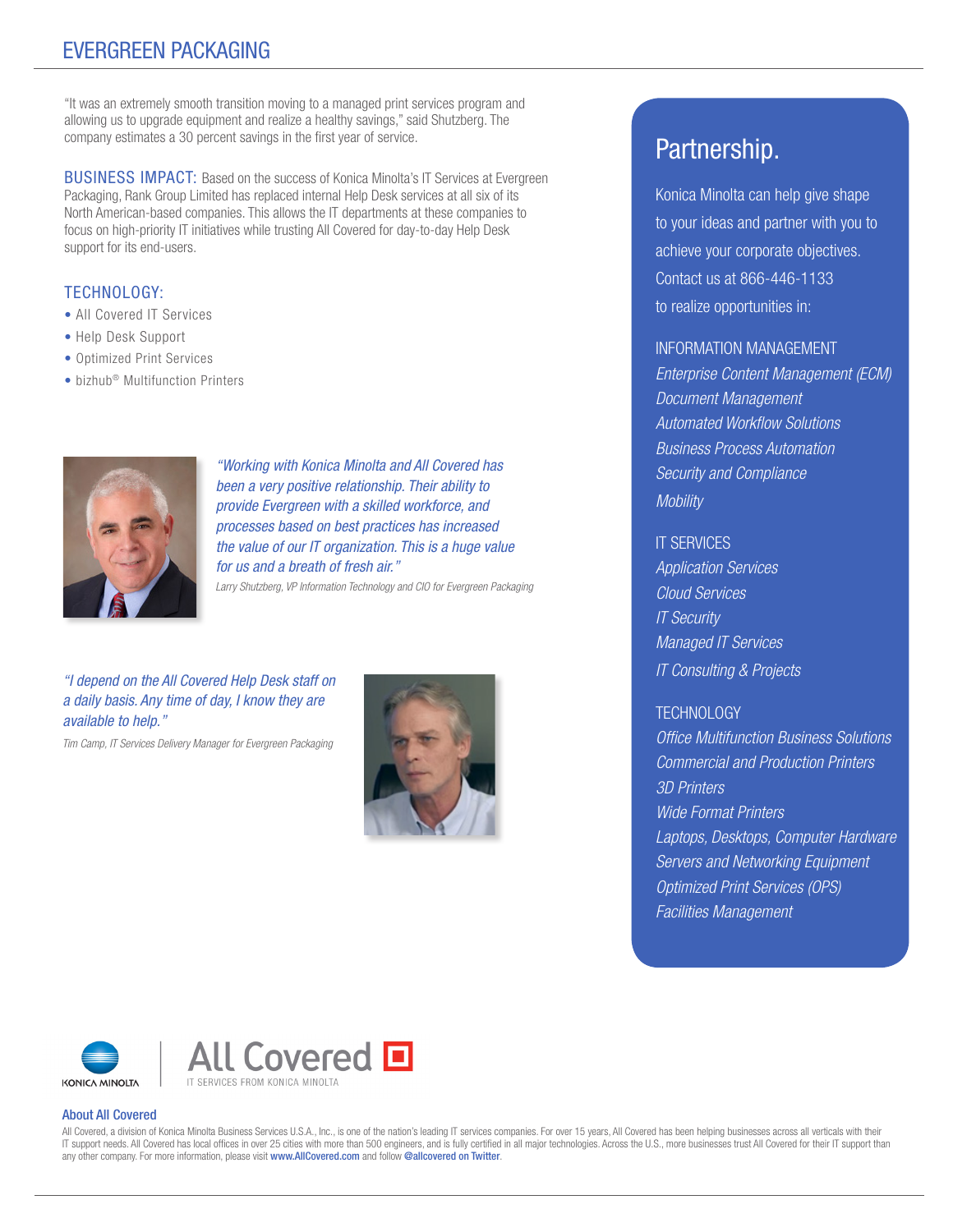# EVERGREEN PACKAGING

"It was an extremely smooth transition moving to a managed print services program and allowing us to upgrade equipment and realize a healthy savings," said Shutzberg. The company estimates a 30 percent savings in the first year of service.

**BUSINESS IMPACT:** Based on the success of Konica Minolta's IT Services at Evergreen Packaging, Rank Group Limited has replaced internal Help Desk services at all six of its North American-based companies. This allows the IT departments at these companies to focus on high-priority IT initiatives while trusting All Covered for day-to-day Help Desk support for its end-users.

## TECHNOLOGY:

- All Covered IT Services
- Help Desk Support
- Optimized Print Services
- bizhub® Multifunction Printers

*"Working with Konica Minolta and All Covered has been a very positive relationship. Their ability to provide Evergreen with a skilled workforce, and processes based on best practices has increased the value of our IT organization. This is a huge value for us and a breath of fresh air."*

*Larry Shutzberg, VP Information Technology and CIO for Evergreen Packaging*

*"I depend on the All Covered Help Desk staff on a daily basis. Any time of day, I know they are available to help."*

*Tim Camp, IT Services Delivery Manager for Evergreen Packaging*

## Partnership.

Konica Minolta can help give shape to your ideas and partner with you to achieve your corporate objectives. Contact us at 866-446-1133 to realize opportunities in:

### INFORMATION MANAGEMENT

*Enterprise Content Management (ECM)*
*Document Management*
*Automated Workflow Solutions*
*Business Process Automation*
*Security and Compliance*
*Mobility*

### IT SERVICES

*Application Services*
*Cloud Services*
*IT Security*
*Managed IT Services*
*IT Consulting & Projects*

### TECHNOLOGY

*Office Multifunction Business Solutions*
*Commercial and Production Printers*
*3D Printers*
*Wide Format Printers*
*Laptops, Desktops, Computer Hardware*
*Servers and Networking Equipment*
*Optimized Print Services (OPS)*
*Facilities Management*

KONICA MINOLTA | All Covered — IT SERVICES FROM KONICA MINOLTA

### About All Covered

All Covered, a division of Konica Minolta Business Services U.S.A., Inc., is one of the nation's leading IT services companies. For over 15 years, All Covered has been helping businesses across all verticals with their IT support needs. All Covered has local offices in over 25 cities with more than 500 engineers, and is fully certified in all major technologies. Across the U.S., more businesses trust All Covered for their IT support than any other company. For more information, please visit www.AllCovered.com and follow @allcovered on Twitter.